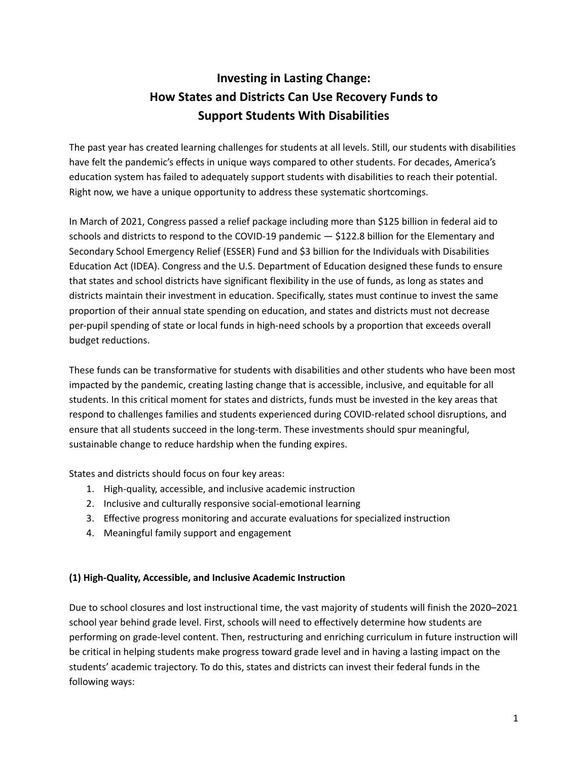# Investing in Lasting Change: How States and Districts Can Use Recovery Funds to Support Students With Disabilities

The past year has created learning challenges for students at all levels. Still, our students with disabilities have felt the pandemic's effects in unique ways compared to other students. For decades, America's education system has failed to adequately support students with disabilities to reach their potential. Right now, we have a unique opportunity to address these systematic shortcomings.

In March of 2021, Congress passed a relief package including more than $125 billion in federal aid to schools and districts to respond to the COVID-19 pandemic — $122.8 billion for the Elementary and Secondary School Emergency Relief (ESSER) Fund and $3 billion for the Individuals with Disabilities Education Act (IDEA). Congress and the U.S. Department of Education designed these funds to ensure that states and school districts have significant flexibility in the use of funds, as long as states and districts maintain their investment in education. Specifically, states must continue to invest the same proportion of their annual state spending on education, and states and districts must not decrease per-pupil spending of state or local funds in high-need schools by a proportion that exceeds overall budget reductions.

These funds can be transformative for students with disabilities and other students who have been most impacted by the pandemic, creating lasting change that is accessible, inclusive, and equitable for all students. In this critical moment for states and districts, funds must be invested in the key areas that respond to challenges families and students experienced during COVID-related school disruptions, and ensure that all students succeed in the long-term. These investments should spur meaningful, sustainable change to reduce hardship when the funding expires.

States and districts should focus on four key areas:

1. High-quality, accessible, and inclusive academic instruction
2. Inclusive and culturally responsive social-emotional learning
3. Effective progress monitoring and accurate evaluations for specialized instruction
4. Meaningful family support and engagement

### (1) High-Quality, Accessible, and Inclusive Academic Instruction

Due to school closures and lost instructional time, the vast majority of students will finish the 2020–2021 school year behind grade level. First, schools will need to effectively determine how students are performing on grade-level content. Then, restructuring and enriching curriculum in future instruction will be critical in helping students make progress toward grade level and in having a lasting impact on the students' academic trajectory. To do this, states and districts can invest their federal funds in the following ways: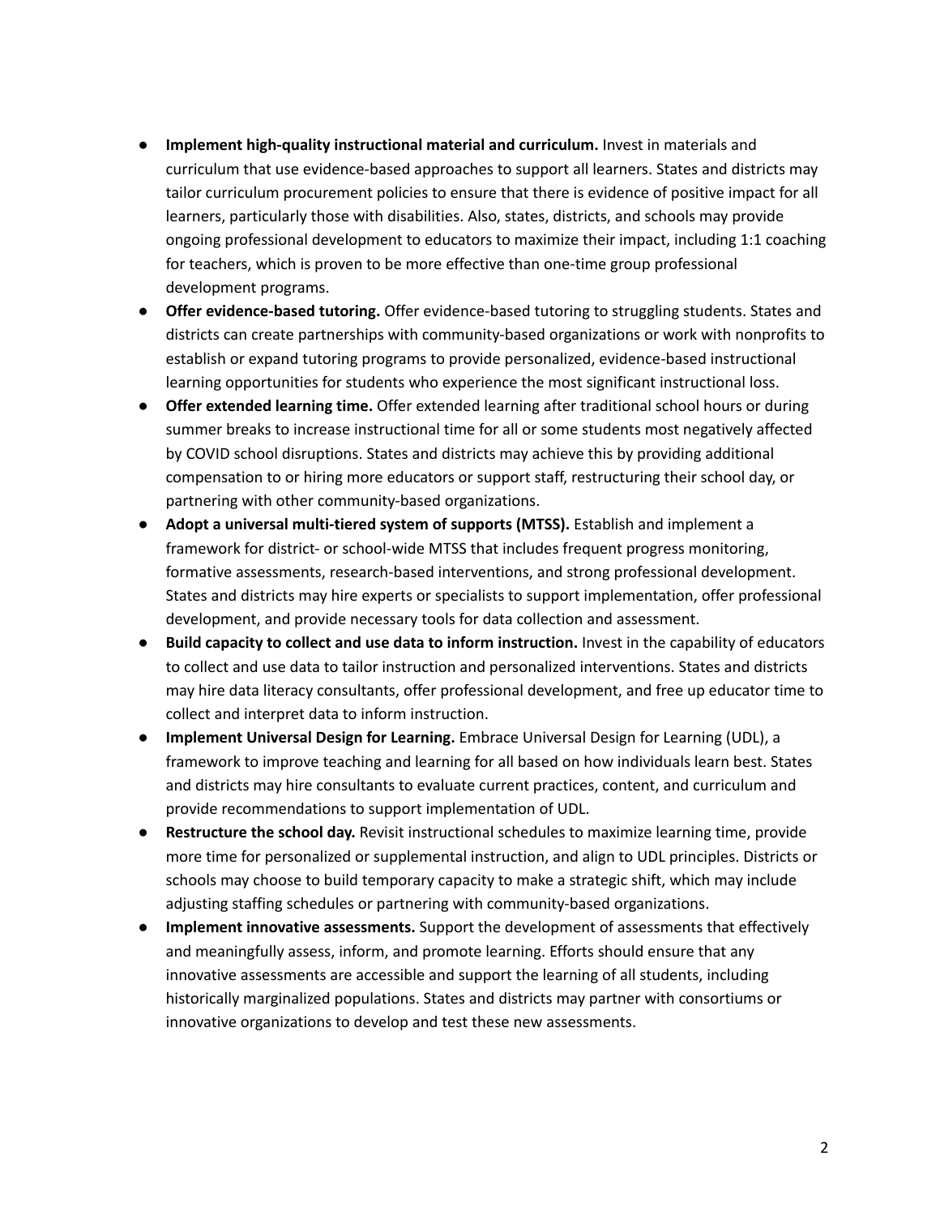- **Implement high-quality instructional material and curriculum.** Invest in materials and curriculum that use evidence-based approaches to support all learners. States and districts may tailor curriculum procurement policies to ensure that there is evidence of positive impact for all learners, particularly those with disabilities. Also, states, districts, and schools may provide ongoing professional development to educators to maximize their impact, including 1:1 coaching for teachers, which is proven to be more effective than one-time group professional development programs.
- **Offer evidence-based tutoring.** Offer evidence-based tutoring to struggling students. States and districts can create partnerships with community-based organizations or work with nonprofits to establish or expand tutoring programs to provide personalized, evidence-based instructional learning opportunities for students who experience the most significant instructional loss.
- **Offer extended learning time.** Offer extended learning after traditional school hours or during summer breaks to increase instructional time for all or some students most negatively affected by COVID school disruptions. States and districts may achieve this by providing additional compensation to or hiring more educators or support staff, restructuring their school day, or partnering with other community-based organizations.
- **Adopt a universal multi-tiered system of supports (MTSS).** Establish and implement a framework for district- or school-wide MTSS that includes frequent progress monitoring, formative assessments, research-based interventions, and strong professional development. States and districts may hire experts or specialists to support implementation, offer professional development, and provide necessary tools for data collection and assessment.
- **Build capacity to collect and use data to inform instruction.** Invest in the capability of educators to collect and use data to tailor instruction and personalized interventions. States and districts may hire data literacy consultants, offer professional development, and free up educator time to collect and interpret data to inform instruction.
- **Implement Universal Design for Learning.** Embrace Universal Design for Learning (UDL), a framework to improve teaching and learning for all based on how individuals learn best. States and districts may hire consultants to evaluate current practices, content, and curriculum and provide recommendations to support implementation of UDL.
- **Restructure the school day.** Revisit instructional schedules to maximize learning time, provide more time for personalized or supplemental instruction, and align to UDL principles. Districts or schools may choose to build temporary capacity to make a strategic shift, which may include adjusting staffing schedules or partnering with community-based organizations.
- **Implement innovative assessments.** Support the development of assessments that effectively and meaningfully assess, inform, and promote learning. Efforts should ensure that any innovative assessments are accessible and support the learning of all students, including historically marginalized populations. States and districts may partner with consortiums or innovative organizations to develop and test these new assessments.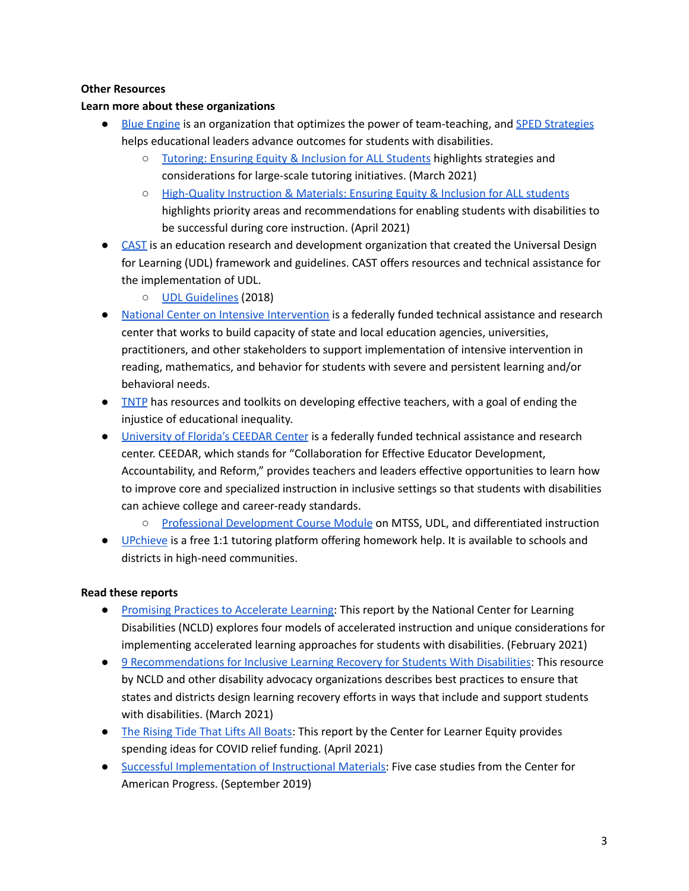**Other Resources**

**Learn more about these organizations**

- Blue Engine is an organization that optimizes the power of team-teaching, and SPED Strategies helps educational leaders advance outcomes for students with disabilities.
  - Tutoring: Ensuring Equity & Inclusion for ALL Students highlights strategies and considerations for large-scale tutoring initiatives. (March 2021)
  - High-Quality Instruction & Materials: Ensuring Equity & Inclusion for ALL students highlights priority areas and recommendations for enabling students with disabilities to be successful during core instruction. (April 2021)
- CAST is an education research and development organization that created the Universal Design for Learning (UDL) framework and guidelines. CAST offers resources and technical assistance for the implementation of UDL.
  - UDL Guidelines (2018)
- National Center on Intensive Intervention is a federally funded technical assistance and research center that works to build capacity of state and local education agencies, universities, practitioners, and other stakeholders to support implementation of intensive intervention in reading, mathematics, and behavior for students with severe and persistent learning and/or behavioral needs.
- TNTP has resources and toolkits on developing effective teachers, with a goal of ending the injustice of educational inequality.
- University of Florida's CEEDAR Center is a federally funded technical assistance and research center. CEEDAR, which stands for "Collaboration for Effective Educator Development, Accountability, and Reform," provides teachers and leaders effective opportunities to learn how to improve core and specialized instruction in inclusive settings so that students with disabilities can achieve college and career-ready standards.
  - Professional Development Course Module on MTSS, UDL, and differentiated instruction
- UPchieve is a free 1:1 tutoring platform offering homework help. It is available to schools and districts in high-need communities.

**Read these reports**

- Promising Practices to Accelerate Learning: This report by the National Center for Learning Disabilities (NCLD) explores four models of accelerated instruction and unique considerations for implementing accelerated learning approaches for students with disabilities. (February 2021)
- 9 Recommendations for Inclusive Learning Recovery for Students With Disabilities: This resource by NCLD and other disability advocacy organizations describes best practices to ensure that states and districts design learning recovery efforts in ways that include and support students with disabilities. (March 2021)
- The Rising Tide That Lifts All Boats: This report by the Center for Learner Equity provides spending ideas for COVID relief funding. (April 2021)
- Successful Implementation of Instructional Materials: Five case studies from the Center for American Progress. (September 2019)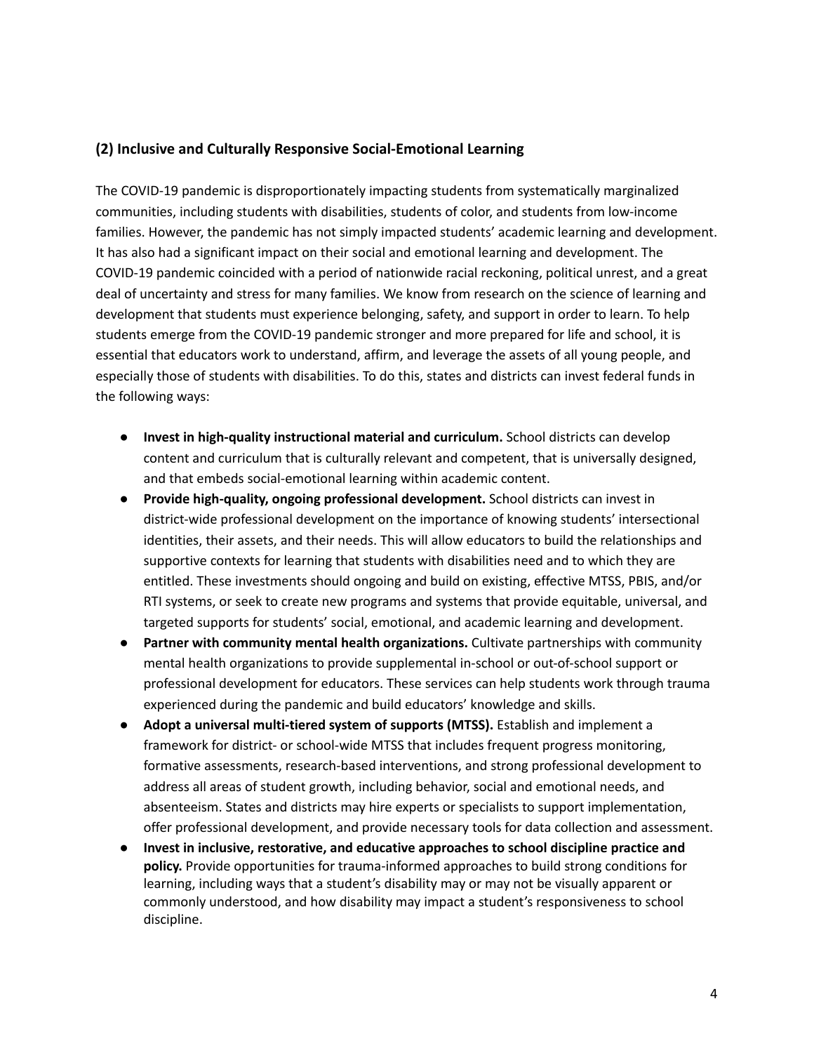### (2) Inclusive and Culturally Responsive Social-Emotional Learning

The COVID-19 pandemic is disproportionately impacting students from systematically marginalized communities, including students with disabilities, students of color, and students from low-income families. However, the pandemic has not simply impacted students' academic learning and development. It has also had a significant impact on their social and emotional learning and development. The COVID-19 pandemic coincided with a period of nationwide racial reckoning, political unrest, and a great deal of uncertainty and stress for many families. We know from research on the science of learning and development that students must experience belonging, safety, and support in order to learn. To help students emerge from the COVID-19 pandemic stronger and more prepared for life and school, it is essential that educators work to understand, affirm, and leverage the assets of all young people, and especially those of students with disabilities. To do this, states and districts can invest federal funds in the following ways:

- **Invest in high-quality instructional material and curriculum.** School districts can develop content and curriculum that is culturally relevant and competent, that is universally designed, and that embeds social-emotional learning within academic content.
- **Provide high-quality, ongoing professional development.** School districts can invest in district-wide professional development on the importance of knowing students' intersectional identities, their assets, and their needs. This will allow educators to build the relationships and supportive contexts for learning that students with disabilities need and to which they are entitled. These investments should ongoing and build on existing, effective MTSS, PBIS, and/or RTI systems, or seek to create new programs and systems that provide equitable, universal, and targeted supports for students' social, emotional, and academic learning and development.
- **Partner with community mental health organizations.** Cultivate partnerships with community mental health organizations to provide supplemental in-school or out-of-school support or professional development for educators. These services can help students work through trauma experienced during the pandemic and build educators' knowledge and skills.
- **Adopt a universal multi-tiered system of supports (MTSS).** Establish and implement a framework for district- or school-wide MTSS that includes frequent progress monitoring, formative assessments, research-based interventions, and strong professional development to address all areas of student growth, including behavior, social and emotional needs, and absenteeism. States and districts may hire experts or specialists to support implementation, offer professional development, and provide necessary tools for data collection and assessment.
- **Invest in inclusive, restorative, and educative approaches to school discipline practice and policy.** Provide opportunities for trauma-informed approaches to build strong conditions for learning, including ways that a student's disability may or may not be visually apparent or commonly understood, and how disability may impact a student's responsiveness to school discipline.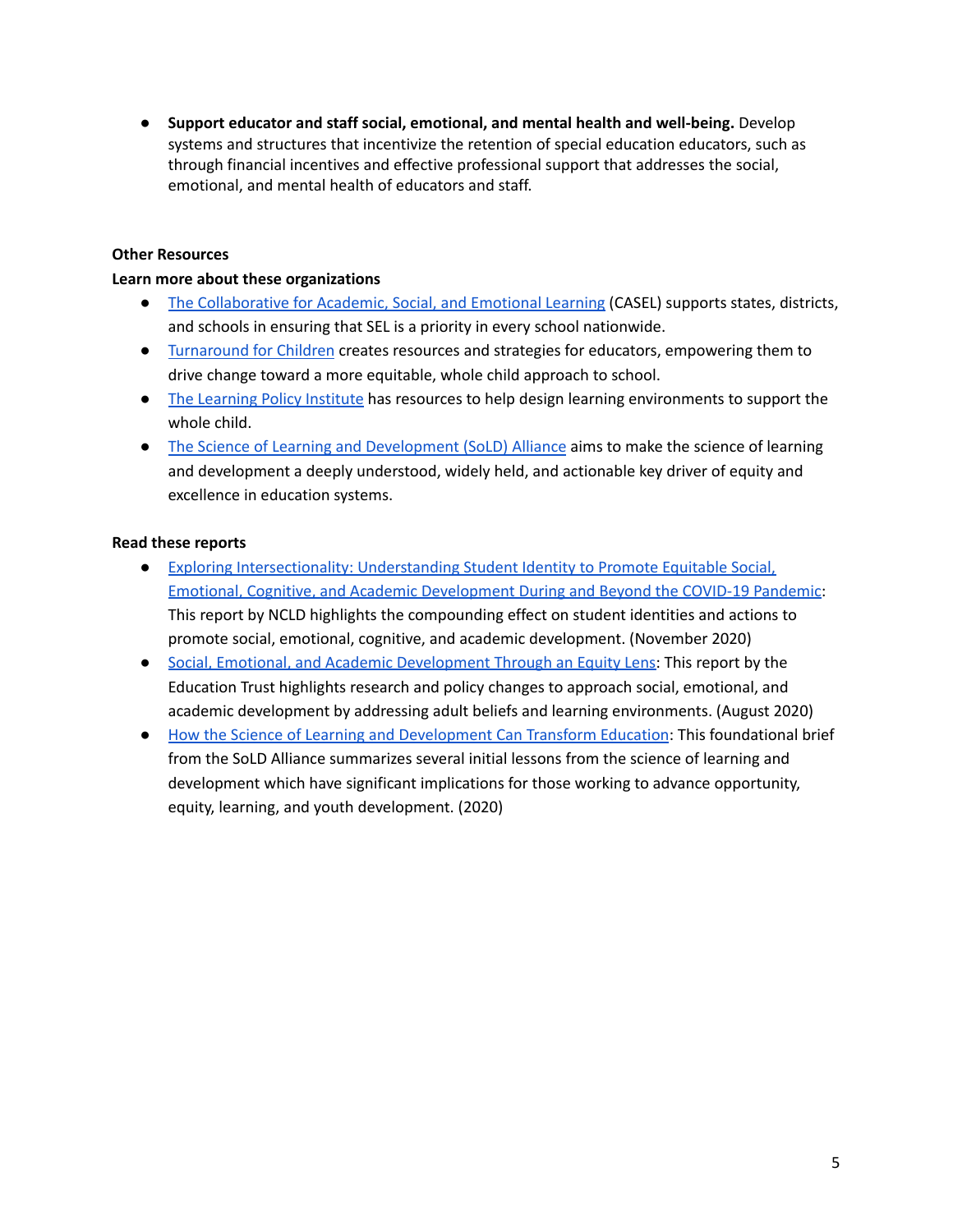- **Support educator and staff social, emotional, and mental health and well-being.** Develop systems and structures that incentivize the retention of special education educators, such as through financial incentives and effective professional support that addresses the social, emotional, and mental health of educators and staff.

**Other Resources**

**Learn more about these organizations**

- The Collaborative for Academic, Social, and Emotional Learning (CASEL) supports states, districts, and schools in ensuring that SEL is a priority in every school nationwide.
- Turnaround for Children creates resources and strategies for educators, empowering them to drive change toward a more equitable, whole child approach to school.
- The Learning Policy Institute has resources to help design learning environments to support the whole child.
- The Science of Learning and Development (SoLD) Alliance aims to make the science of learning and development a deeply understood, widely held, and actionable key driver of equity and excellence in education systems.

**Read these reports**

- Exploring Intersectionality: Understanding Student Identity to Promote Equitable Social, Emotional, Cognitive, and Academic Development During and Beyond the COVID-19 Pandemic: This report by NCLD highlights the compounding effect on student identities and actions to promote social, emotional, cognitive, and academic development. (November 2020)
- Social, Emotional, and Academic Development Through an Equity Lens: This report by the Education Trust highlights research and policy changes to approach social, emotional, and academic development by addressing adult beliefs and learning environments. (August 2020)
- How the Science of Learning and Development Can Transform Education: This foundational brief from the SoLD Alliance summarizes several initial lessons from the science of learning and development which have significant implications for those working to advance opportunity, equity, learning, and youth development. (2020)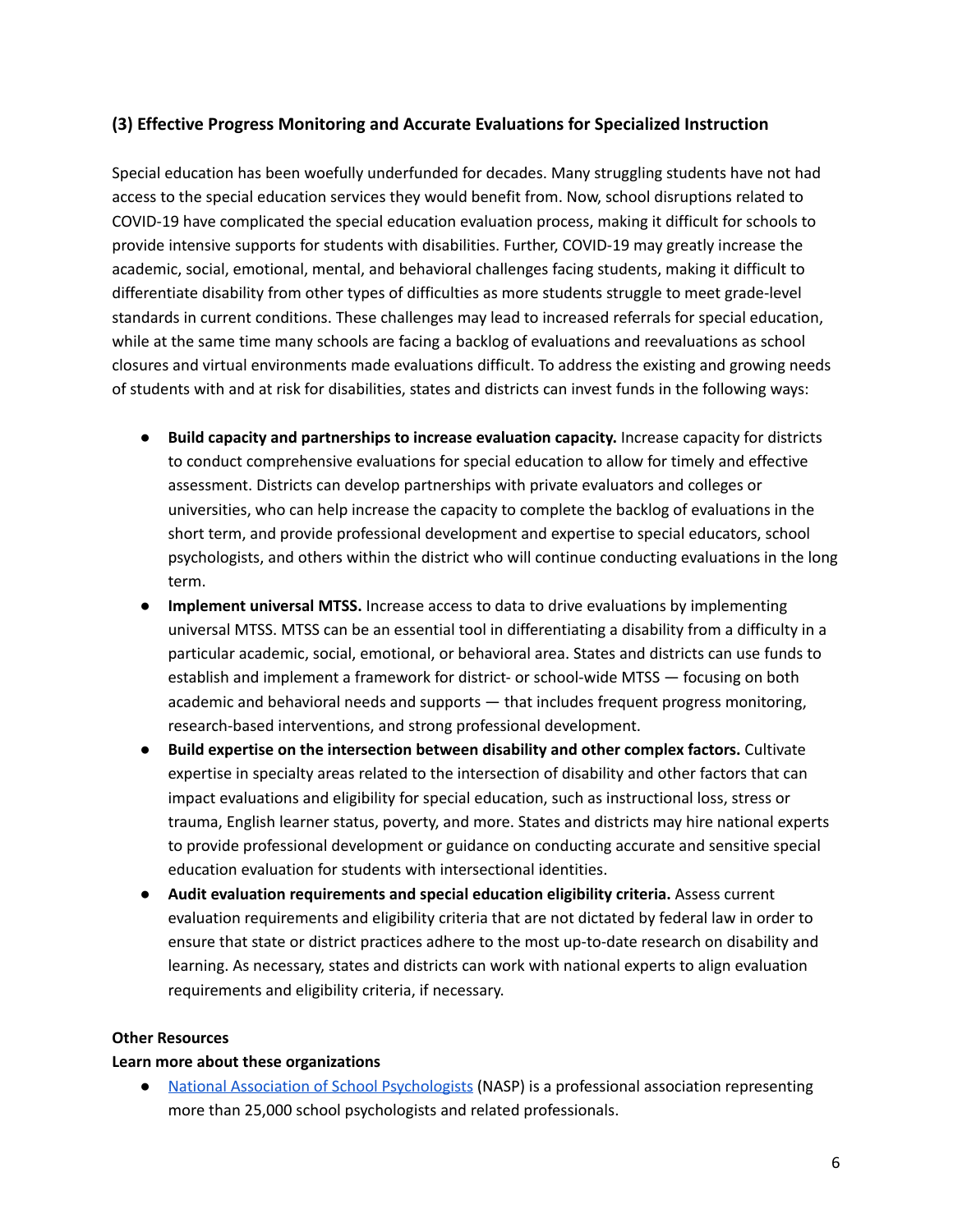### (3) Effective Progress Monitoring and Accurate Evaluations for Specialized Instruction

Special education has been woefully underfunded for decades. Many struggling students have not had access to the special education services they would benefit from. Now, school disruptions related to COVID-19 have complicated the special education evaluation process, making it difficult for schools to provide intensive supports for students with disabilities. Further, COVID-19 may greatly increase the academic, social, emotional, mental, and behavioral challenges facing students, making it difficult to differentiate disability from other types of difficulties as more students struggle to meet grade-level standards in current conditions. These challenges may lead to increased referrals for special education, while at the same time many schools are facing a backlog of evaluations and reevaluations as school closures and virtual environments made evaluations difficult. To address the existing and growing needs of students with and at risk for disabilities, states and districts can invest funds in the following ways:

- **Build capacity and partnerships to increase evaluation capacity.** Increase capacity for districts to conduct comprehensive evaluations for special education to allow for timely and effective assessment. Districts can develop partnerships with private evaluators and colleges or universities, who can help increase the capacity to complete the backlog of evaluations in the short term, and provide professional development and expertise to special educators, school psychologists, and others within the district who will continue conducting evaluations in the long term.
- **Implement universal MTSS.** Increase access to data to drive evaluations by implementing universal MTSS. MTSS can be an essential tool in differentiating a disability from a difficulty in a particular academic, social, emotional, or behavioral area. States and districts can use funds to establish and implement a framework for district- or school-wide MTSS — focusing on both academic and behavioral needs and supports — that includes frequent progress monitoring, research-based interventions, and strong professional development.
- **Build expertise on the intersection between disability and other complex factors.** Cultivate expertise in specialty areas related to the intersection of disability and other factors that can impact evaluations and eligibility for special education, such as instructional loss, stress or trauma, English learner status, poverty, and more. States and districts may hire national experts to provide professional development or guidance on conducting accurate and sensitive special education evaluation for students with intersectional identities.
- **Audit evaluation requirements and special education eligibility criteria.** Assess current evaluation requirements and eligibility criteria that are not dictated by federal law in order to ensure that state or district practices adhere to the most up-to-date research on disability and learning. As necessary, states and districts can work with national experts to align evaluation requirements and eligibility criteria, if necessary.

**Other Resources**

**Learn more about these organizations**

- National Association of School Psychologists (NASP) is a professional association representing more than 25,000 school psychologists and related professionals.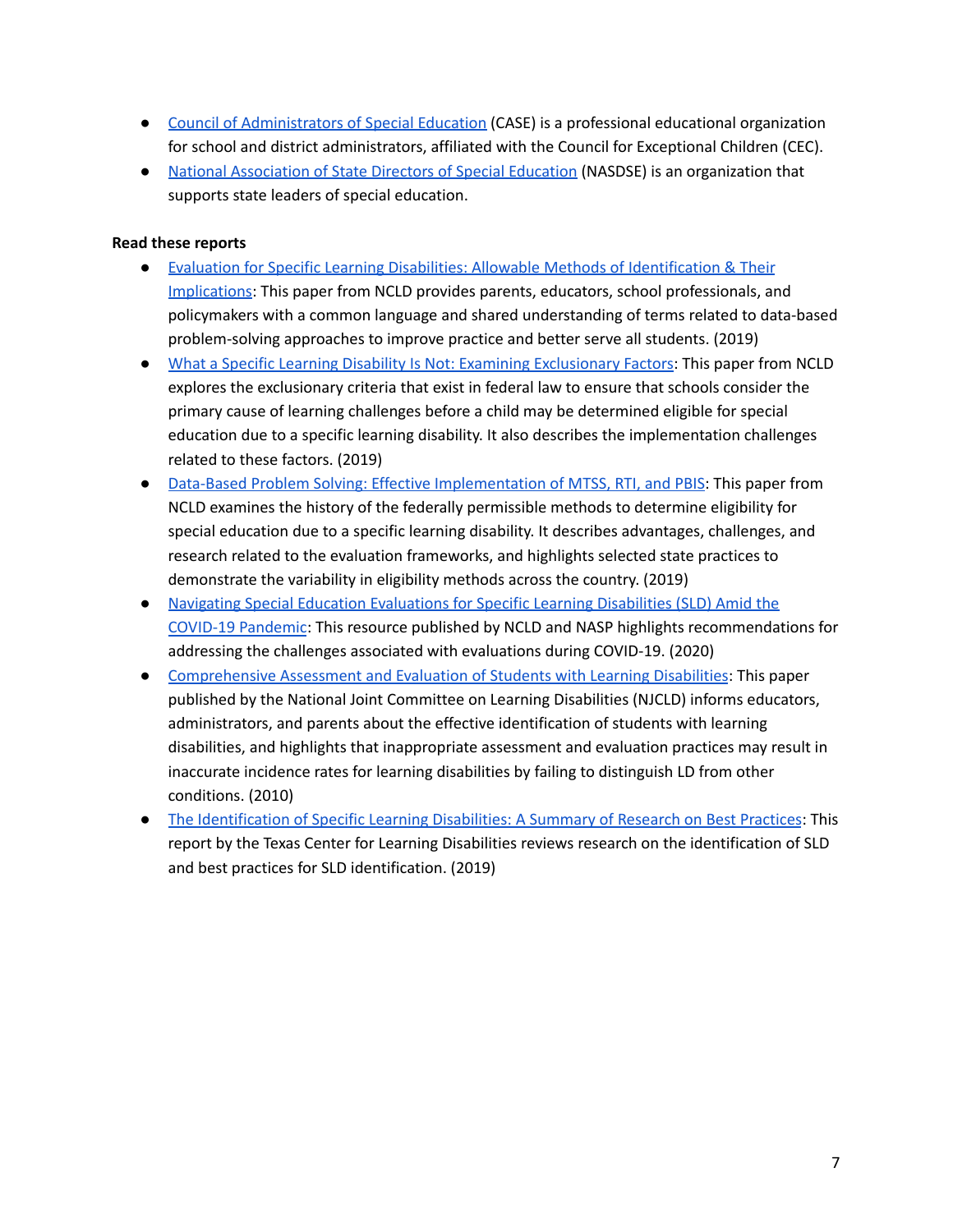- Council of Administrators of Special Education (CASE) is a professional educational organization for school and district administrators, affiliated with the Council for Exceptional Children (CEC).
- National Association of State Directors of Special Education (NASDSE) is an organization that supports state leaders of special education.

**Read these reports**

- Evaluation for Specific Learning Disabilities: Allowable Methods of Identification & Their Implications: This paper from NCLD provides parents, educators, school professionals, and policymakers with a common language and shared understanding of terms related to data-based problem-solving approaches to improve practice and better serve all students. (2019)
- What a Specific Learning Disability Is Not: Examining Exclusionary Factors: This paper from NCLD explores the exclusionary criteria that exist in federal law to ensure that schools consider the primary cause of learning challenges before a child may be determined eligible for special education due to a specific learning disability. It also describes the implementation challenges related to these factors. (2019)
- Data-Based Problem Solving: Effective Implementation of MTSS, RTI, and PBIS: This paper from NCLD examines the history of the federally permissible methods to determine eligibility for special education due to a specific learning disability. It describes advantages, challenges, and research related to the evaluation frameworks, and highlights selected state practices to demonstrate the variability in eligibility methods across the country. (2019)
- Navigating Special Education Evaluations for Specific Learning Disabilities (SLD) Amid the COVID-19 Pandemic: This resource published by NCLD and NASP highlights recommendations for addressing the challenges associated with evaluations during COVID-19. (2020)
- Comprehensive Assessment and Evaluation of Students with Learning Disabilities: This paper published by the National Joint Committee on Learning Disabilities (NJCLD) informs educators, administrators, and parents about the effective identification of students with learning disabilities, and highlights that inappropriate assessment and evaluation practices may result in inaccurate incidence rates for learning disabilities by failing to distinguish LD from other conditions. (2010)
- The Identification of Specific Learning Disabilities: A Summary of Research on Best Practices: This report by the Texas Center for Learning Disabilities reviews research on the identification of SLD and best practices for SLD identification. (2019)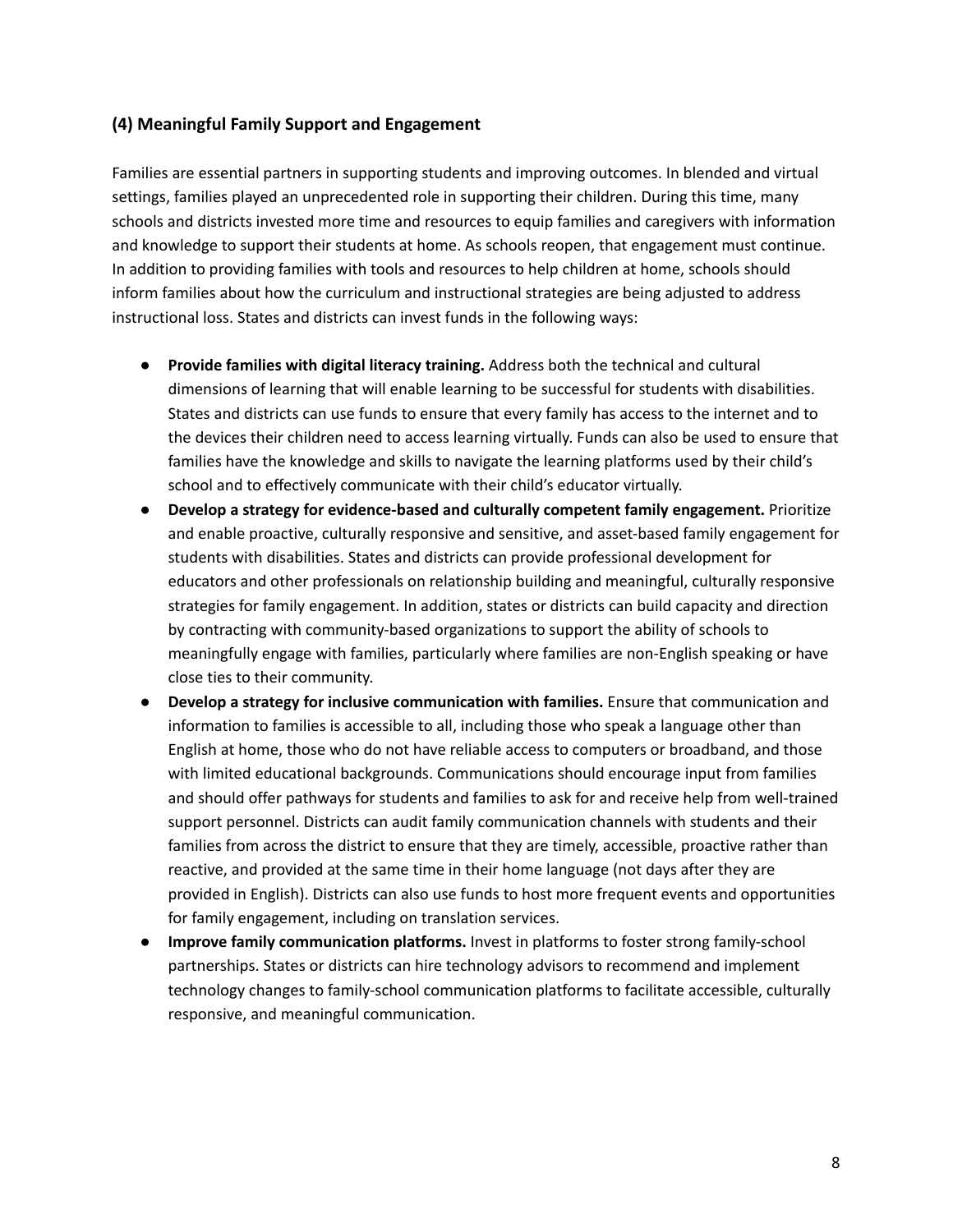### (4) Meaningful Family Support and Engagement

Families are essential partners in supporting students and improving outcomes. In blended and virtual settings, families played an unprecedented role in supporting their children. During this time, many schools and districts invested more time and resources to equip families and caregivers with information and knowledge to support their students at home. As schools reopen, that engagement must continue. In addition to providing families with tools and resources to help children at home, schools should inform families about how the curriculum and instructional strategies are being adjusted to address instructional loss. States and districts can invest funds in the following ways:

- **Provide families with digital literacy training.** Address both the technical and cultural dimensions of learning that will enable learning to be successful for students with disabilities. States and districts can use funds to ensure that every family has access to the internet and to the devices their children need to access learning virtually. Funds can also be used to ensure that families have the knowledge and skills to navigate the learning platforms used by their child's school and to effectively communicate with their child's educator virtually.
- **Develop a strategy for evidence-based and culturally competent family engagement.** Prioritize and enable proactive, culturally responsive and sensitive, and asset-based family engagement for students with disabilities. States and districts can provide professional development for educators and other professionals on relationship building and meaningful, culturally responsive strategies for family engagement. In addition, states or districts can build capacity and direction by contracting with community-based organizations to support the ability of schools to meaningfully engage with families, particularly where families are non-English speaking or have close ties to their community.
- **Develop a strategy for inclusive communication with families.** Ensure that communication and information to families is accessible to all, including those who speak a language other than English at home, those who do not have reliable access to computers or broadband, and those with limited educational backgrounds. Communications should encourage input from families and should offer pathways for students and families to ask for and receive help from well-trained support personnel. Districts can audit family communication channels with students and their families from across the district to ensure that they are timely, accessible, proactive rather than reactive, and provided at the same time in their home language (not days after they are provided in English). Districts can also use funds to host more frequent events and opportunities for family engagement, including on translation services.
- **Improve family communication platforms.** Invest in platforms to foster strong family-school partnerships. States or districts can hire technology advisors to recommend and implement technology changes to family-school communication platforms to facilitate accessible, culturally responsive, and meaningful communication.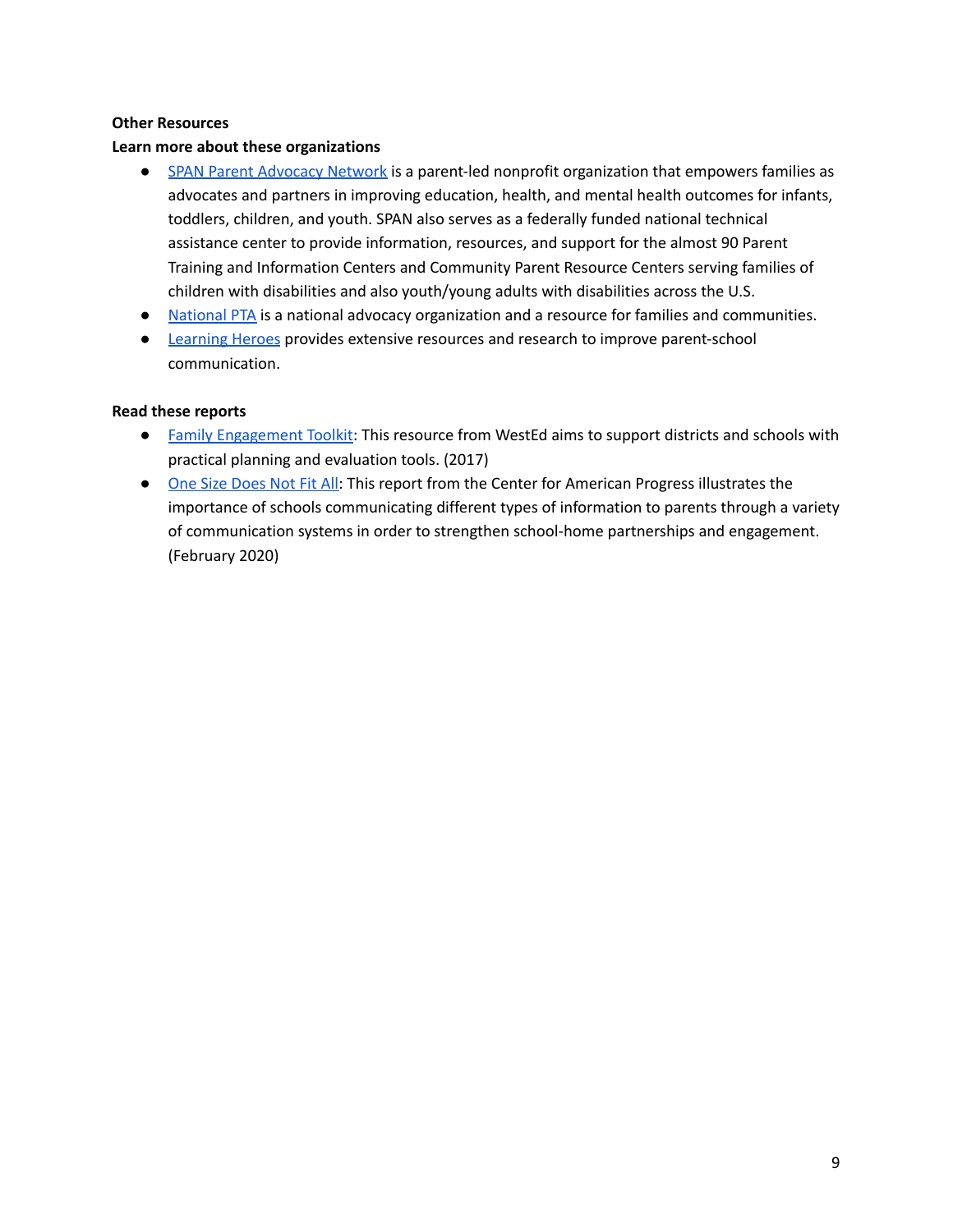**Other Resources**

**Learn more about these organizations**

- SPAN Parent Advocacy Network is a parent-led nonprofit organization that empowers families as advocates and partners in improving education, health, and mental health outcomes for infants, toddlers, children, and youth. SPAN also serves as a federally funded national technical assistance center to provide information, resources, and support for the almost 90 Parent Training and Information Centers and Community Parent Resource Centers serving families of children with disabilities and also youth/young adults with disabilities across the U.S.
- National PTA is a national advocacy organization and a resource for families and communities.
- Learning Heroes provides extensive resources and research to improve parent-school communication.

**Read these reports**

- Family Engagement Toolkit: This resource from WestEd aims to support districts and schools with practical planning and evaluation tools. (2017)
- One Size Does Not Fit All: This report from the Center for American Progress illustrates the importance of schools communicating different types of information to parents through a variety of communication systems in order to strengthen school-home partnerships and engagement. (February 2020)